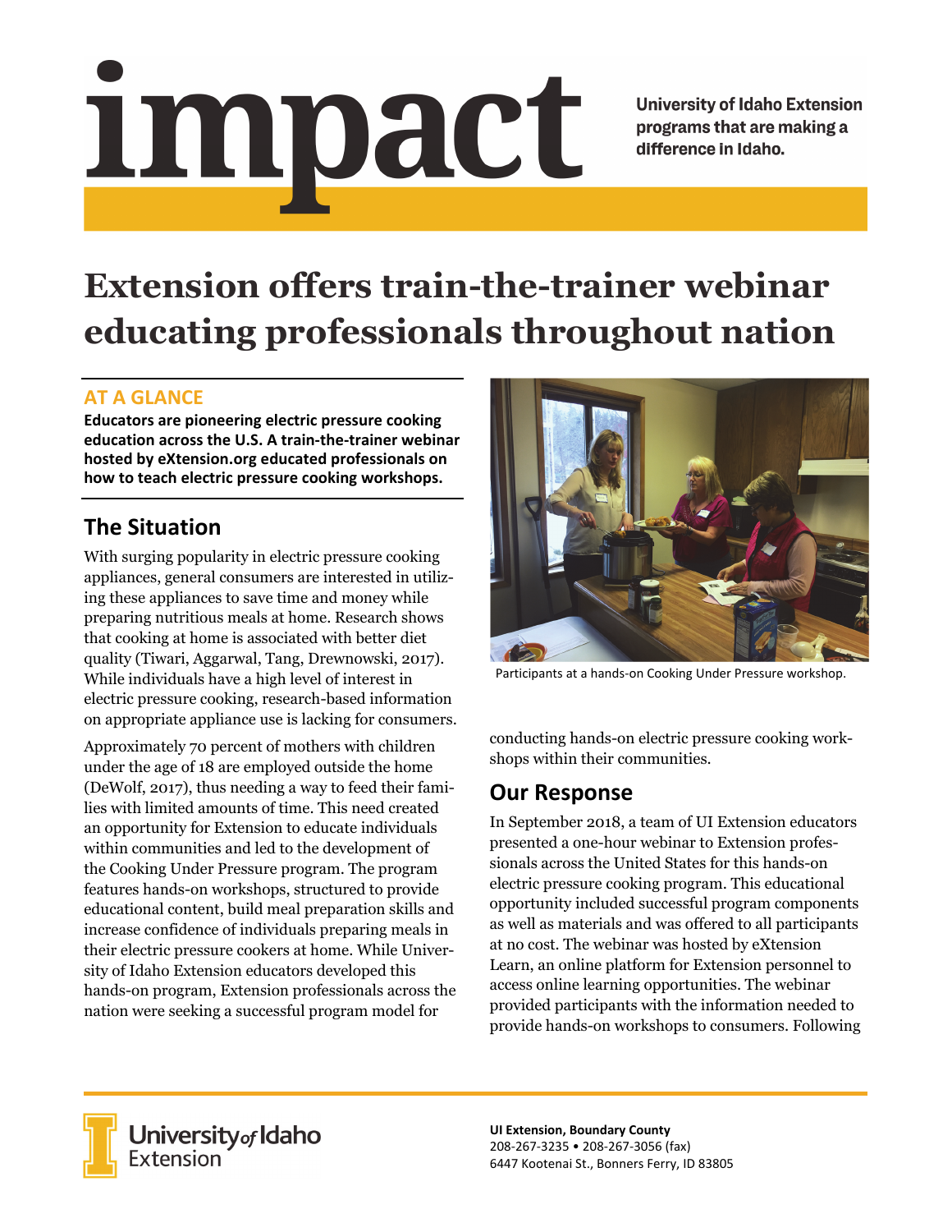# impact

**University of Idaho Extension programs that are making a difference in Idaho.**

# Extension offers train-the-trainer webinar educating professionals throughout nation

## AT A GLANCE

**Educators are pioneering electric pressure cooking education across the U.S. A train-the-trainer webinar hosted by eXtension.org educated professionals on how to teach electric pressure cooking workshops.**

## The Situation

With surging popularity in electric pressure cooking appliances, general consumers are interested in utilizing these appliances to save time and money while preparing nutritious meals at home. Research shows that cooking at home is associated with better diet quality (Tiwari, Aggarwal, Tang, Drewnowski, 2017). While individuals have a high level of interest in electric pressure cooking, research-based information on appropriate appliance use is lacking for consumers.

Approximately 70 percent of mothers with children under the age of 18 are employed outside the home (DeWolf, 2017), thus needing a way to feed their families with limited amounts of time. This need created an opportunity for Extension to educate individuals within communities and led to the development of the Cooking Under Pressure program. The program features hands-on workshops, structured to provide educational content, build meal preparation skills and increase confidence of individuals preparing meals in their electric pressure cookers at home. While University of Idaho Extension educators developed this hands-on program, Extension professionals across the nation were seeking a successful program model for conducting hands-on electric pressure cooking workshops within their communities.

Participants at a hands-on Cooking Under Pressure workshop.

## Our Response

In September 2018, a team of UI Extension educators presented a one-hour webinar to Extension professionals across the United States for this hands-on electric pressure cooking program. This educational opportunity included successful program components as well as materials and was offered to all participants at no cost. The webinar was hosted by eXtension Learn, an online platform for Extension personnel to access online learning opportunities. The webinar provided participants with the information needed to provide hands-on workshops to consumers. Following

University of Idaho Extension

**UI Extension, Boundary County**
208-267-3235 • 208-267-3056 (fax)
6447 Kootenai St., Bonners Ferry, ID 83805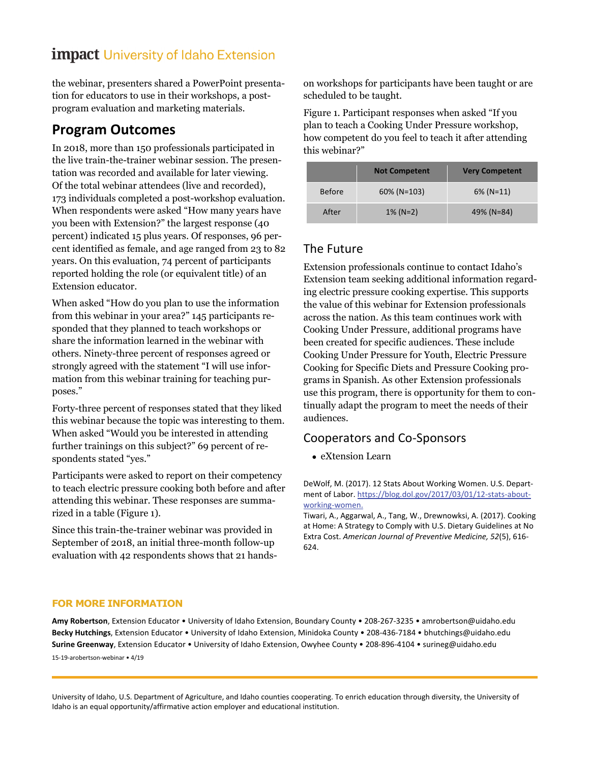the webinar, presenters shared a PowerPoint presentation for educators to use in their workshops, a post-program evaluation and marketing materials.

## Program Outcomes

In 2018, more than 150 professionals participated in the live train-the-trainer webinar session. The presentation was recorded and available for later viewing. Of the total webinar attendees (live and recorded), 173 individuals completed a post-workshop evaluation. When respondents were asked "How many years have you been with Extension?" the largest response (40 percent) indicated 15 plus years. Of responses, 96 percent identified as female, and age ranged from 23 to 82 years. On this evaluation, 74 percent of participants reported holding the role (or equivalent title) of an Extension educator.

When asked "How do you plan to use the information from this webinar in your area?" 145 participants responded that they planned to teach workshops or share the information learned in the webinar with others. Ninety-three percent of responses agreed or strongly agreed with the statement "I will use information from this webinar training for teaching purposes."

Forty-three percent of responses stated that they liked this webinar because the topic was interesting to them. When asked "Would you be interested in attending further trainings on this subject?" 69 percent of respondents stated "yes."

Participants were asked to report on their competency to teach electric pressure cooking both before and after attending this webinar. These responses are summarized in a table (Figure 1).

Since this train-the-trainer webinar was provided in September of 2018, an initial three-month follow-up evaluation with 42 respondents shows that 21 hands-on workshops for participants have been taught or are scheduled to be taught.

Figure 1. Participant responses when asked "If you plan to teach a Cooking Under Pressure workshop, how competent do you feel to teach it after attending this webinar?"

| | Not Competent | Very Competent |
|---|---|---|
| Before | 60% (N=103) | 6% (N=11) |
| After | 1% (N=2) | 49% (N=84) |

## The Future

Extension professionals continue to contact Idaho's Extension team seeking additional information regarding electric pressure cooking expertise. This supports the value of this webinar for Extension professionals across the nation. As this team continues work with Cooking Under Pressure, additional programs have been created for specific audiences. These include Cooking Under Pressure for Youth, Electric Pressure Cooking for Specific Diets and Pressure Cooking programs in Spanish. As other Extension professionals use this program, there is opportunity for them to continually adapt the program to meet the needs of their audiences.

## Cooperators and Co-Sponsors

- eXtension Learn

DeWolf, M. (2017). 12 Stats About Working Women. U.S. Department of Labor. https://blog.dol.gov/2017/03/01/12-stats-about-working-women.

Tiwari, A., Aggarwal, A., Tang, W., Drewnowksi, A. (2017). Cooking at Home: A Strategy to Comply with U.S. Dietary Guidelines at No Extra Cost. *American Journal of Preventive Medicine, 52*(5), 616-624.

## FOR MORE INFORMATION

**Amy Robertson**, Extension Educator • University of Idaho Extension, Boundary County • 208-267-3235 • amrobertson@uidaho.edu
**Becky Hutchings**, Extension Educator • University of Idaho Extension, Minidoka County • 208-436-7184 • bhutchings@uidaho.edu
**Surine Greenway**, Extension Educator • University of Idaho Extension, Owyhee County • 208-896-4104 • surineg@uidaho.edu

15-19-arobertson-webinar • 4/19

University of Idaho, U.S. Department of Agriculture, and Idaho counties cooperating. To enrich education through diversity, the University of Idaho is an equal opportunity/affirmative action employer and educational institution.